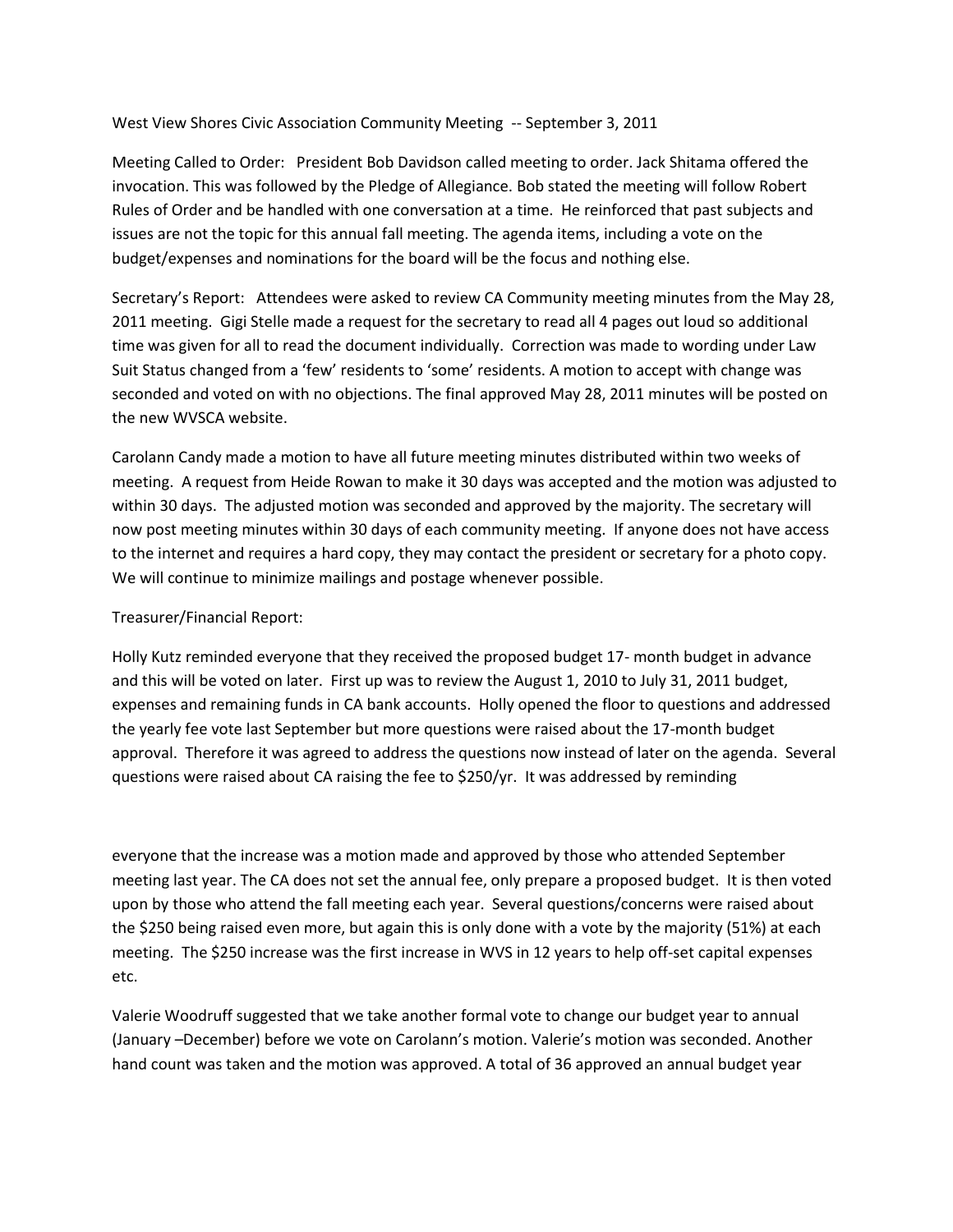West View Shores Civic Association Community Meeting -- September 3, 2011

Meeting Called to Order: President Bob Davidson called meeting to order. Jack Shitama offered the invocation. This was followed by the Pledge of Allegiance. Bob stated the meeting will follow Robert Rules of Order and be handled with one conversation at a time. He reinforced that past subjects and issues are not the topic for this annual fall meeting. The agenda items, including a vote on the budget/expenses and nominations for the board will be the focus and nothing else.

Secretary's Report: Attendees were asked to review CA Community meeting minutes from the May 28, 2011 meeting. Gigi Stelle made a request for the secretary to read all 4 pages out loud so additional time was given for all to read the document individually. Correction was made to wording under Law Suit Status changed from a 'few' residents to 'some' residents. A motion to accept with change was seconded and voted on with no objections. The final approved May 28, 2011 minutes will be posted on the new WVSCA website.

Carolann Candy made a motion to have all future meeting minutes distributed within two weeks of meeting. A request from Heide Rowan to make it 30 days was accepted and the motion was adjusted to within 30 days. The adjusted motion was seconded and approved by the majority. The secretary will now post meeting minutes within 30 days of each community meeting. If anyone does not have access to the internet and requires a hard copy, they may contact the president or secretary for a photo copy. We will continue to minimize mailings and postage whenever possible.

Treasurer/Financial Report:

Holly Kutz reminded everyone that they received the proposed budget 17- month budget in advance and this will be voted on later. First up was to review the August 1, 2010 to July 31, 2011 budget, expenses and remaining funds in CA bank accounts. Holly opened the floor to questions and addressed the yearly fee vote last September but more questions were raised about the 17-month budget approval. Therefore it was agreed to address the questions now instead of later on the agenda. Several questions were raised about CA raising the fee to $250/yr. It was addressed by reminding everyone that the increase was a motion made and approved by those who attended September meeting last year. The CA does not set the annual fee, only prepare a proposed budget. It is then voted upon by those who attend the fall meeting each year. Several questions/concerns were raised about the $250 being raised even more, but again this is only done with a vote by the majority (51%) at each meeting. The $250 increase was the first increase in WVS in 12 years to help off-set capital expenses etc.

Valerie Woodruff suggested that we take another formal vote to change our budget year to annual (January –December) before we vote on Carolann's motion. Valerie's motion was seconded. Another hand count was taken and the motion was approved. A total of 36 approved an annual budget year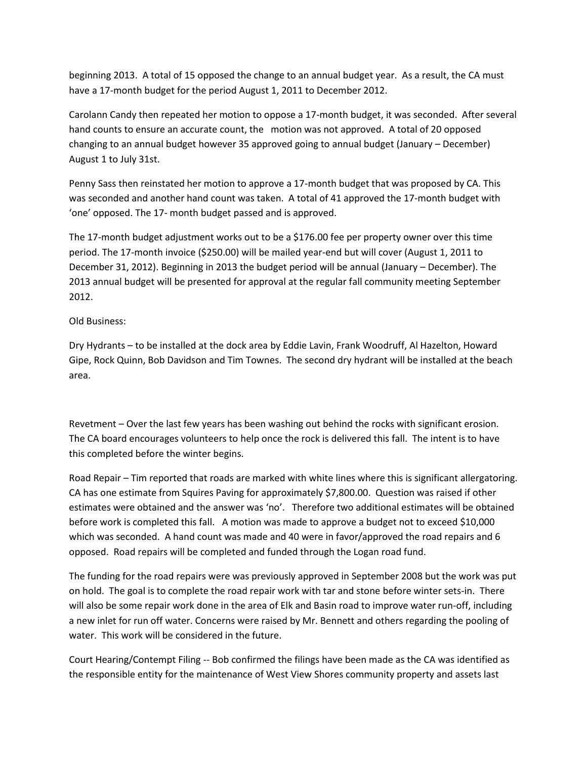beginning 2013. A total of 15 opposed the change to an annual budget year. As a result, the CA must have a 17-month budget for the period August 1, 2011 to December 2012.

Carolann Candy then repeated her motion to oppose a 17-month budget, it was seconded. After several hand counts to ensure an accurate count, the motion was not approved. A total of 20 opposed changing to an annual budget however 35 approved going to annual budget (January – December) August 1 to July 31st.

Penny Sass then reinstated her motion to approve a 17-month budget that was proposed by CA. This was seconded and another hand count was taken. A total of 41 approved the 17-month budget with 'one' opposed. The 17- month budget passed and is approved.

The 17-month budget adjustment works out to be a $176.00 fee per property owner over this time period. The 17-month invoice ($250.00) will be mailed year-end but will cover (August 1, 2011 to December 31, 2012). Beginning in 2013 the budget period will be annual (January – December). The 2013 annual budget will be presented for approval at the regular fall community meeting September 2012.

Old Business:

Dry Hydrants – to be installed at the dock area by Eddie Lavin, Frank Woodruff, Al Hazelton, Howard Gipe, Rock Quinn, Bob Davidson and Tim Townes. The second dry hydrant will be installed at the beach area.

Revetment – Over the last few years has been washing out behind the rocks with significant erosion. The CA board encourages volunteers to help once the rock is delivered this fall. The intent is to have this completed before the winter begins.

Road Repair – Tim reported that roads are marked with white lines where this is significant allergatoring. CA has one estimate from Squires Paving for approximately $7,800.00. Question was raised if other estimates were obtained and the answer was 'no'. Therefore two additional estimates will be obtained before work is completed this fall. A motion was made to approve a budget not to exceed $10,000 which was seconded. A hand count was made and 40 were in favor/approved the road repairs and 6 opposed. Road repairs will be completed and funded through the Logan road fund.

The funding for the road repairs were was previously approved in September 2008 but the work was put on hold. The goal is to complete the road repair work with tar and stone before winter sets-in. There will also be some repair work done in the area of Elk and Basin road to improve water run-off, including a new inlet for run off water. Concerns were raised by Mr. Bennett and others regarding the pooling of water. This work will be considered in the future.

Court Hearing/Contempt Filing -- Bob confirmed the filings have been made as the CA was identified as the responsible entity for the maintenance of West View Shores community property and assets last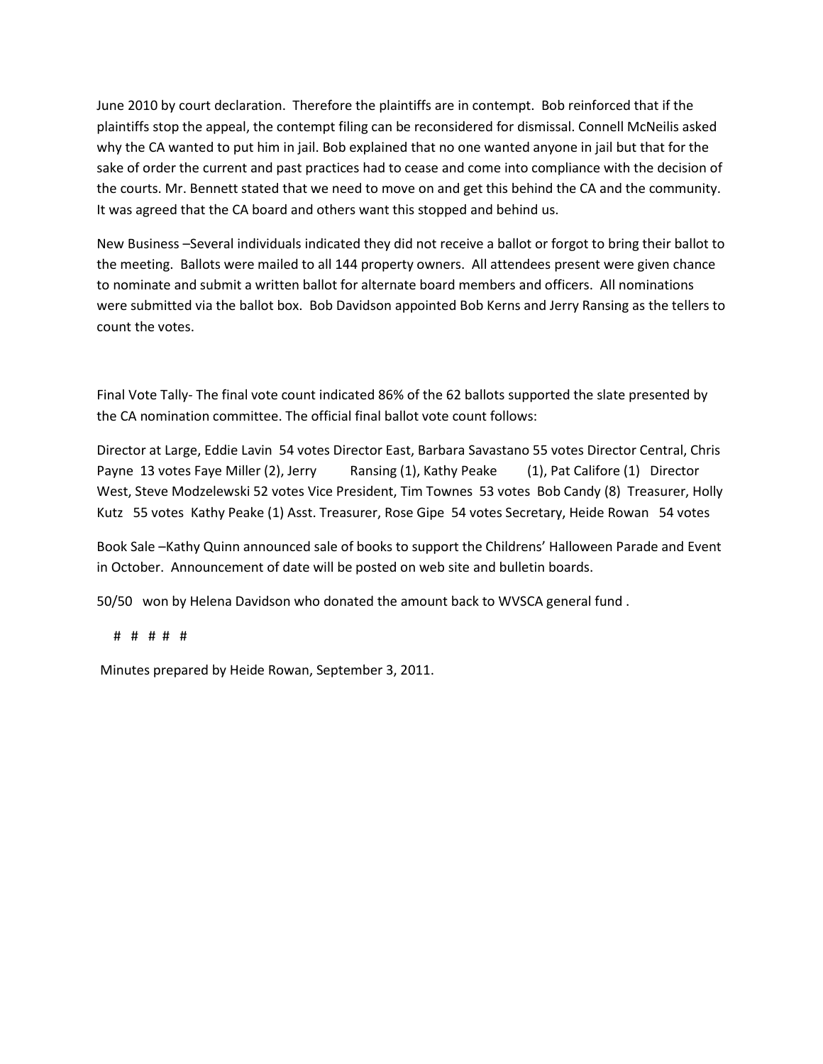June 2010 by court declaration. Therefore the plaintiffs are in contempt. Bob reinforced that if the plaintiffs stop the appeal, the contempt filing can be reconsidered for dismissal. Connell McNeilis asked why the CA wanted to put him in jail. Bob explained that no one wanted anyone in jail but that for the sake of order the current and past practices had to cease and come into compliance with the decision of the courts. Mr. Bennett stated that we need to move on and get this behind the CA and the community. It was agreed that the CA board and others want this stopped and behind us.

New Business –Several individuals indicated they did not receive a ballot or forgot to bring their ballot to the meeting. Ballots were mailed to all 144 property owners. All attendees present were given chance to nominate and submit a written ballot for alternate board members and officers. All nominations were submitted via the ballot box. Bob Davidson appointed Bob Kerns and Jerry Ransing as the tellers to count the votes.

Final Vote Tally- The final vote count indicated 86% of the 62 ballots supported the slate presented by the CA nomination committee. The official final ballot vote count follows:

Director at Large, Eddie Lavin 54 votes Director East, Barbara Savastano 55 votes Director Central, Chris Payne 13 votes Faye Miller (2), Jerry Ransing (1), Kathy Peake (1), Pat Califore (1) Director West, Steve Modzelewski 52 votes Vice President, Tim Townes 53 votes Bob Candy (8) Treasurer, Holly Kutz 55 votes Kathy Peake (1) Asst. Treasurer, Rose Gipe 54 votes Secretary, Heide Rowan 54 votes

Book Sale –Kathy Quinn announced sale of books to support the Childrens' Halloween Parade and Event in October. Announcement of date will be posted on web site and bulletin boards.

50/50 won by Helena Davidson who donated the amount back to WVSCA general fund .

# # # # #

Minutes prepared by Heide Rowan, September 3, 2011.